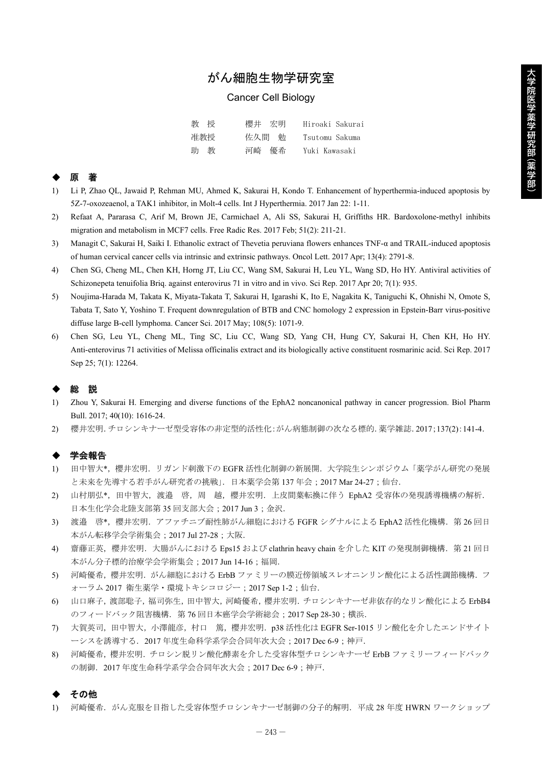# がん細胞生物学研究室

## Cancer Cell Biology

| | | |
|---|---|---|
| 教　授 | 櫻井　宏明 | Hiroaki Sakurai |
| 准教授 | 佐久間　勉 | Tsutomu Sakuma |
| 助　教 | 河崎　優希 | Yuki Kawasaki |

### ◆ 原　著

1) Li P, Zhao QL, Jawaid P, Rehman MU, Ahmed K, Sakurai H, Kondo T. Enhancement of hyperthermia-induced apoptosis by 5Z-7-oxozeaenol, a TAK1 inhibitor, in Molt-4 cells. Int J Hyperthermia. 2017 Jan 22: 1-11.
2) Refaat A, Pararasa C, Arif M, Brown JE, Carmichael A, Ali SS, Sakurai H, Griffiths HR. Bardoxolone-methyl inhibits migration and metabolism in MCF7 cells. Free Radic Res. 2017 Feb; 51(2): 211-21.
3) Managit C, Sakurai H, Saiki I. Ethanolic extract of Thevetia peruviana flowers enhances TNF-α and TRAIL-induced apoptosis of human cervical cancer cells via intrinsic and extrinsic pathways. Oncol Lett. 2017 Apr; 13(4): 2791-8.
4) Chen SG, Cheng ML, Chen KH, Horng JT, Liu CC, Wang SM, Sakurai H, Leu YL, Wang SD, Ho HY. Antiviral activities of Schizonepeta tenuifolia Briq. against enterovirus 71 in vitro and in vivo. Sci Rep. 2017 Apr 20; 7(1): 935.
5) Noujima-Harada M, Takata K, Miyata-Takata T, Sakurai H, Igarashi K, Ito E, Nagakita K, Taniguchi K, Ohnishi N, Omote S, Tabata T, Sato Y, Yoshino T. Frequent downregulation of BTB and CNC homology 2 expression in Epstein-Barr virus-positive diffuse large B-cell lymphoma. Cancer Sci. 2017 May; 108(5): 1071-9.
6) Chen SG, Leu YL, Cheng ML, Ting SC, Liu CC, Wang SD, Yang CH, Hung CY, Sakurai H, Chen KH, Ho HY. Anti-enterovirus 71 activities of Melissa officinalis extract and its biologically active constituent rosmarinic acid. Sci Rep. 2017 Sep 25; 7(1): 12264.

### ◆ 総　説

1) Zhou Y, Sakurai H. Emerging and diverse functions of the EphA2 noncanonical pathway in cancer progression. Biol Pharm Bull. 2017; 40(10): 1616-24.
2) 櫻井宏明. チロシンキナーゼ型受容体の非定型的活性化：がん病態制御の次なる標的. 薬学雑誌. 2017；137(2)：141-4.

### ◆ 学会報告

1) 田中智大*，櫻井宏明．リガンド刺激下の EGFR 活性化制御の新展開．大学院生シンポジウム「薬学がん研究の発展と未来を先導する若手がん研究者の挑戦」．日本薬学会第 137 年会；2017 Mar 24-27；仙台.
2) 山村朋弘*，田中智大，渡邉　啓，周　越，櫻井宏明．上皮間葉転換に伴う EphA2 受容体の発現誘導機構の解析．日本生化学会北陸支部第 35 回支部大会；2017 Jun 3；金沢.
3) 渡邉　啓*，櫻井宏明．アファチニブ耐性肺がん細胞における FGFR シグナルによる EphA2 活性化機構．第 26 回日本がん転移学会学術集会；2017 Jul 27-28；大阪.
4) 齋藤正英，櫻井宏明．大腸がんにおける Eps15 および clathrin heavy chain を介した KIT の発現制御機構．第 21 回日本がん分子標的治療学会学術集会；2017 Jun 14-16；福岡.
5) 河崎優希，櫻井宏明．がん細胞における ErbB ファミリーの膜近傍領域スレオニンリン酸化による活性調節機構．フォーラム 2017 衛生薬学・環境トキシコロジー；2017 Sep 1-2；仙台.
6) 山口麻子，渡部聡子，福司弥生，田中智大，河崎優希，櫻井宏明．チロシンキナーゼ非依存的なリン酸化による ErbB4 のフィードバック阻害機構．第 76 回日本癌学会学術総会；2017 Sep 28-30；横浜.
7) 大賀英司，田中智大，小澤龍彦，村口　篤，櫻井宏明．p38 活性化は EGFR Ser-1015 リン酸化を介したエンドサイトーシスを誘導する．2017 年度生命科学系学会合同年次大会；2017 Dec 6-9；神戸.
8) 河崎優希，櫻井宏明．チロシン脱リン酸化酵素を介した受容体型チロシンキナーゼ ErbB ファミリーフィードバックの制御．2017 年度生命科学系学会合同年次大会；2017 Dec 6-9；神戸.

### ◆ その他

1) 河崎優希．がん克服を目指した受容体型チロシンキナーゼ制御の分子的解明．平成 28 年度 HWRN ワークショップ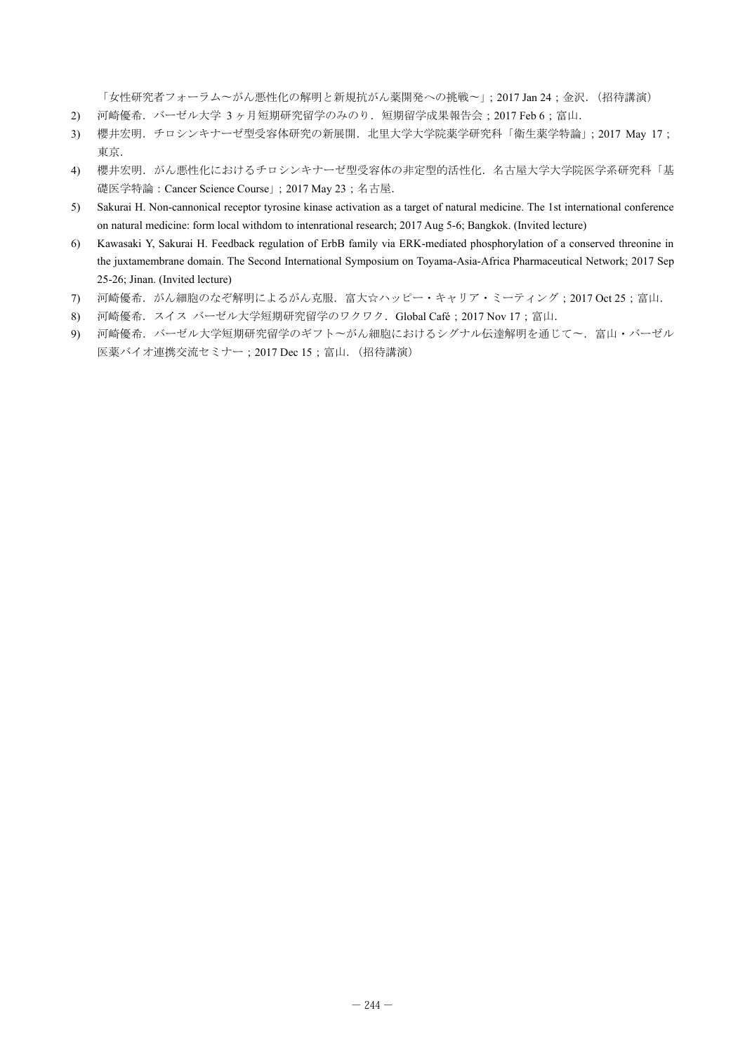「女性研究者フォーラム〜がん悪性化の解明と新規抗がん薬開発への挑戦〜」; 2017 Jan 24；金沢．（招待講演）

2) 河崎優希．バーゼル大学 3 ヶ月短期研究留学のみのり．短期留学成果報告会；2017 Feb 6；富山．
3) 櫻井宏明．チロシンキナーゼ型受容体研究の新展開．北里大学大学院薬学研究科「衛生薬学特論」; 2017 May 17；東京．
4) 櫻井宏明．がん悪性化におけるチロシンキナーゼ型受容体の非定型的活性化．名古屋大学大学院医学系研究科「基礎医学特論：Cancer Science Course」; 2017 May 23；名古屋．
5) Sakurai H. Non-cannonical receptor tyrosine kinase activation as a target of natural medicine. The 1st international conference on natural medicine: form local withdom to intenrational research; 2017 Aug 5-6; Bangkok. (Invited lecture)
6) Kawasaki Y, Sakurai H. Feedback regulation of ErbB family via ERK-mediated phosphorylation of a conserved threonine in the juxtamembrane domain. The Second International Symposium on Toyama-Asia-Africa Pharmaceutical Network; 2017 Sep 25-26; Jinan. (Invited lecture)
7) 河崎優希．がん細胞のなぞ解明によるがん克服．富大☆ハッピー・キャリア・ミーティング；2017 Oct 25；富山．
8) 河崎優希．スイス バーゼル大学短期研究留学のワクワク．Global Café；2017 Nov 17；富山．
9) 河崎優希．バーゼル大学短期研究留学のギフト〜がん細胞におけるシグナル伝達解明を通じて〜．富山・バーゼル医薬バイオ連携交流セミナー；2017 Dec 15；富山．（招待講演）